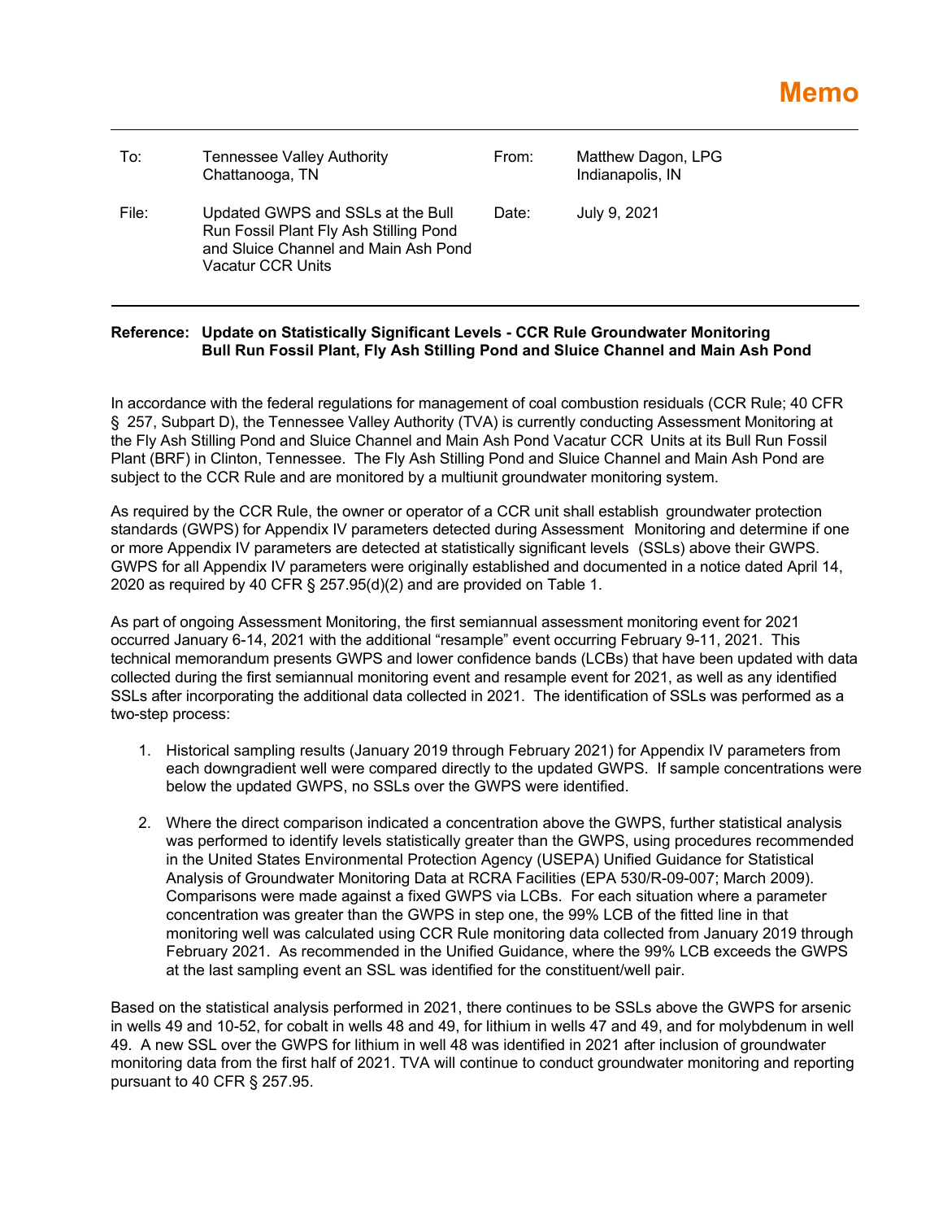# Memo

| To: | Tennessee Valley Authority<br>Chattanooga, TN | From: | Matthew Dagon, LPG<br>Indianapolis, IN |
|---|---|---|---|
| File: | Updated GWPS and SSLs at the Bull Run Fossil Plant Fly Ash Stilling Pond and Sluice Channel and Main Ash Pond Vacatur CCR Units | Date: | July 9, 2021 |

**Reference: Update on Statistically Significant Levels - CCR Rule Groundwater Monitoring Bull Run Fossil Plant, Fly Ash Stilling Pond and Sluice Channel and Main Ash Pond**

In accordance with the federal regulations for management of coal combustion residuals (CCR Rule; 40 CFR § 257, Subpart D), the Tennessee Valley Authority (TVA) is currently conducting Assessment Monitoring at the Fly Ash Stilling Pond and Sluice Channel and Main Ash Pond Vacatur CCR Units at its Bull Run Fossil Plant (BRF) in Clinton, Tennessee. The Fly Ash Stilling Pond and Sluice Channel and Main Ash Pond are subject to the CCR Rule and are monitored by a multiunit groundwater monitoring system.

As required by the CCR Rule, the owner or operator of a CCR unit shall establish groundwater protection standards (GWPS) for Appendix IV parameters detected during Assessment Monitoring and determine if one or more Appendix IV parameters are detected at statistically significant levels (SSLs) above their GWPS. GWPS for all Appendix IV parameters were originally established and documented in a notice dated April 14, 2020 as required by 40 CFR § 257.95(d)(2) and are provided on Table 1.

As part of ongoing Assessment Monitoring, the first semiannual assessment monitoring event for 2021 occurred January 6-14, 2021 with the additional "resample" event occurring February 9-11, 2021. This technical memorandum presents GWPS and lower confidence bands (LCBs) that have been updated with data collected during the first semiannual monitoring event and resample event for 2021, as well as any identified SSLs after incorporating the additional data collected in 2021. The identification of SSLs was performed as a two-step process:

1. Historical sampling results (January 2019 through February 2021) for Appendix IV parameters from each downgradient well were compared directly to the updated GWPS. If sample concentrations were below the updated GWPS, no SSLs over the GWPS were identified.
2. Where the direct comparison indicated a concentration above the GWPS, further statistical analysis was performed to identify levels statistically greater than the GWPS, using procedures recommended in the United States Environmental Protection Agency (USEPA) Unified Guidance for Statistical Analysis of Groundwater Monitoring Data at RCRA Facilities (EPA 530/R-09-007; March 2009). Comparisons were made against a fixed GWPS via LCBs. For each situation where a parameter concentration was greater than the GWPS in step one, the 99% LCB of the fitted line in that monitoring well was calculated using CCR Rule monitoring data collected from January 2019 through February 2021. As recommended in the Unified Guidance, where the 99% LCB exceeds the GWPS at the last sampling event an SSL was identified for the constituent/well pair.

Based on the statistical analysis performed in 2021, there continues to be SSLs above the GWPS for arsenic in wells 49 and 10-52, for cobalt in wells 48 and 49, for lithium in wells 47 and 49, and for molybdenum in well 49. A new SSL over the GWPS for lithium in well 48 was identified in 2021 after inclusion of groundwater monitoring data from the first half of 2021. TVA will continue to conduct groundwater monitoring and reporting pursuant to 40 CFR § 257.95.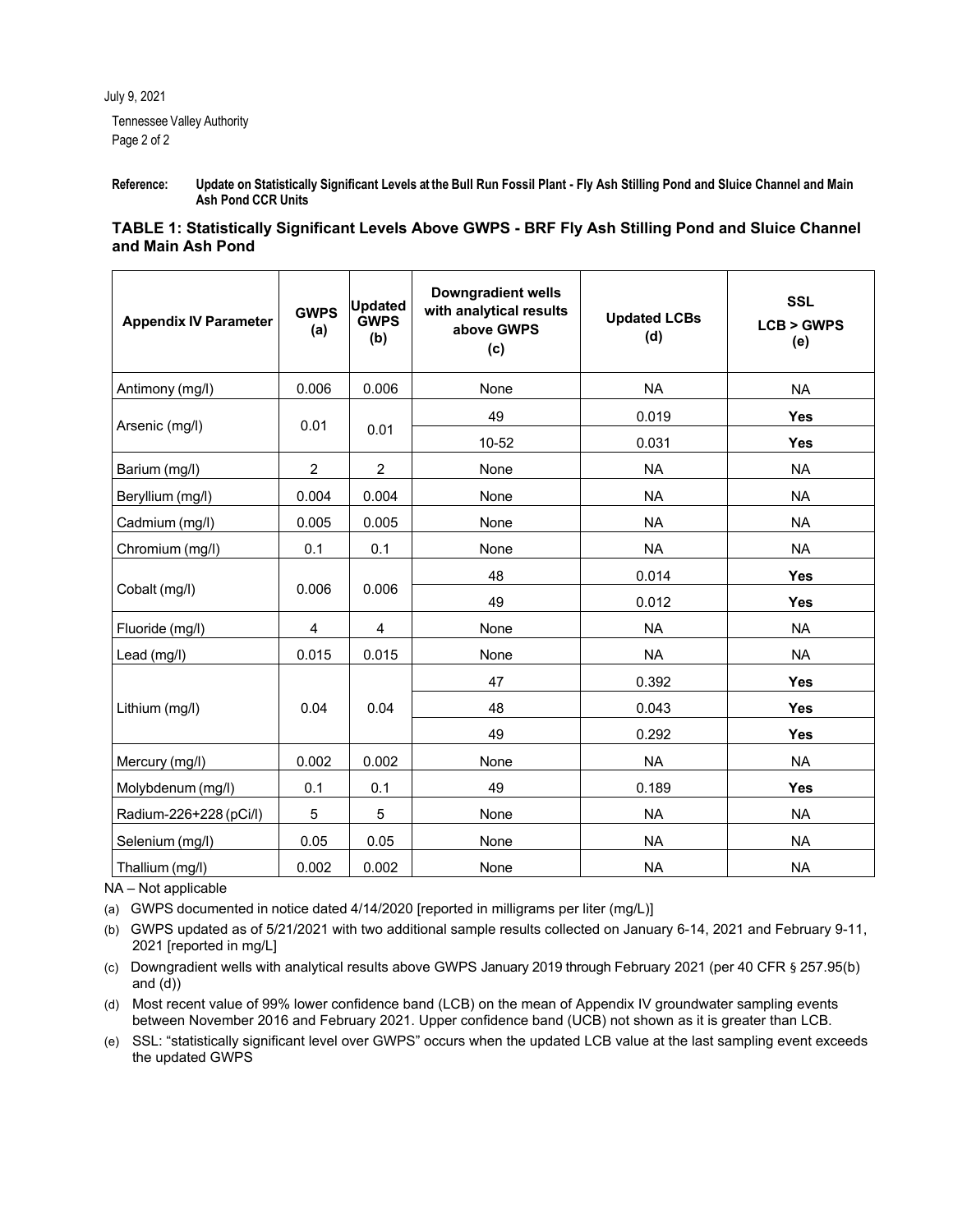July 9, 2021

Tennessee Valley Authority

**Reference: Update on Statistically Significant Levels at the Bull Run Fossil Plant - Fly Ash Stilling Pond and Sluice Channel and Main Ash Pond CCR Units**

## TABLE 1: Statistically Significant Levels Above GWPS - BRF Fly Ash Stilling Pond and Sluice Channel and Main Ash Pond

| Appendix IV Parameter | GWPS (a) | Updated GWPS (b) | Downgradient wells with analytical results above GWPS (c) | Updated LCBs (d) | SSL LCB > GWPS (e) |
|---|---|---|---|---|---|
| Antimony (mg/l) | 0.006 | 0.006 | None | NA | NA |
| Arsenic (mg/l) | 0.01 | 0.01 | 49 | 0.019 | **Yes** |
| | | | 10-52 | 0.031 | **Yes** |
| Barium (mg/l) | 2 | 2 | None | NA | NA |
| Beryllium (mg/l) | 0.004 | 0.004 | None | NA | NA |
| Cadmium (mg/l) | 0.005 | 0.005 | None | NA | NA |
| Chromium (mg/l) | 0.1 | 0.1 | None | NA | NA |
| Cobalt (mg/l) | 0.006 | 0.006 | 48 | 0.014 | **Yes** |
| | | | 49 | 0.012 | **Yes** |
| Fluoride (mg/l) | 4 | 4 | None | NA | NA |
| Lead (mg/l) | 0.015 | 0.015 | None | NA | NA |
| Lithium (mg/l) | 0.04 | 0.04 | 47 | 0.392 | **Yes** |
| | | | 48 | 0.043 | **Yes** |
| | | | 49 | 0.292 | **Yes** |
| Mercury (mg/l) | 0.002 | 0.002 | None | NA | NA |
| Molybdenum (mg/l) | 0.1 | 0.1 | 49 | 0.189 | **Yes** |
| Radium-226+228 (pCi/l) | 5 | 5 | None | NA | NA |
| Selenium (mg/l) | 0.05 | 0.05 | None | NA | NA |
| Thallium (mg/l) | 0.002 | 0.002 | None | NA | NA |

NA – Not applicable

(a) GWPS documented in notice dated 4/14/2020 [reported in milligrams per liter (mg/L)]

(b) GWPS updated as of 5/21/2021 with two additional sample results collected on January 6-14, 2021 and February 9-11, 2021 [reported in mg/L]

(c) Downgradient wells with analytical results above GWPS January 2019 through February 2021 (per 40 CFR § 257.95(b) and (d))

(d) Most recent value of 99% lower confidence band (LCB) on the mean of Appendix IV groundwater sampling events between November 2016 and February 2021. Upper confidence band (UCB) not shown as it is greater than LCB.

(e) SSL: "statistically significant level over GWPS" occurs when the updated LCB value at the last sampling event exceeds the updated GWPS